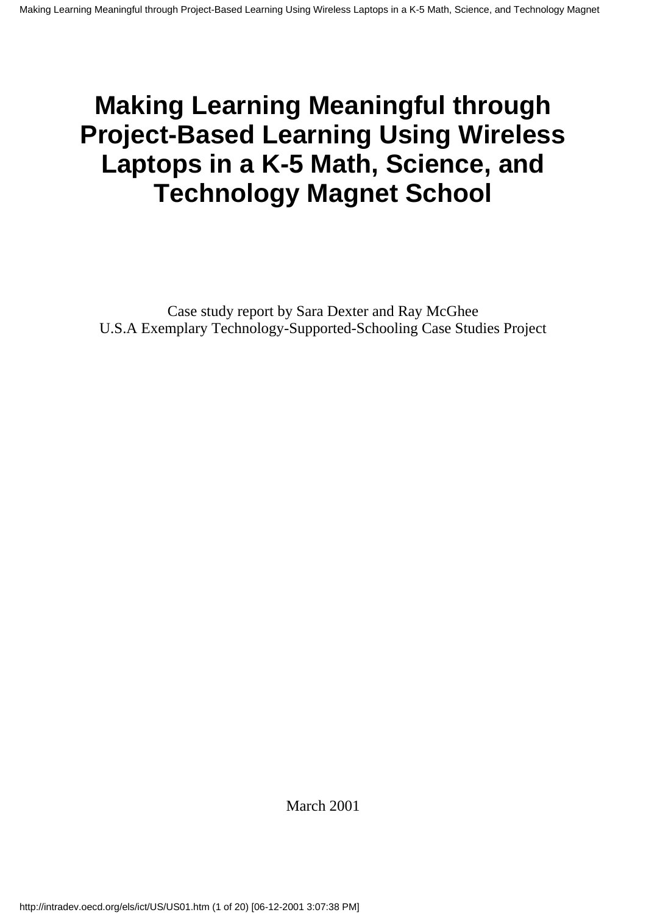# Making Learning Meaningful through Project-Based Learning Using Wireless Laptops in a K-5 Math, Science, and Technology Magnet School

Case study report by Sara Dexter and Ray McGhee
U.S.A Exemplary Technology-Supported-Schooling Case Studies Project

March 2001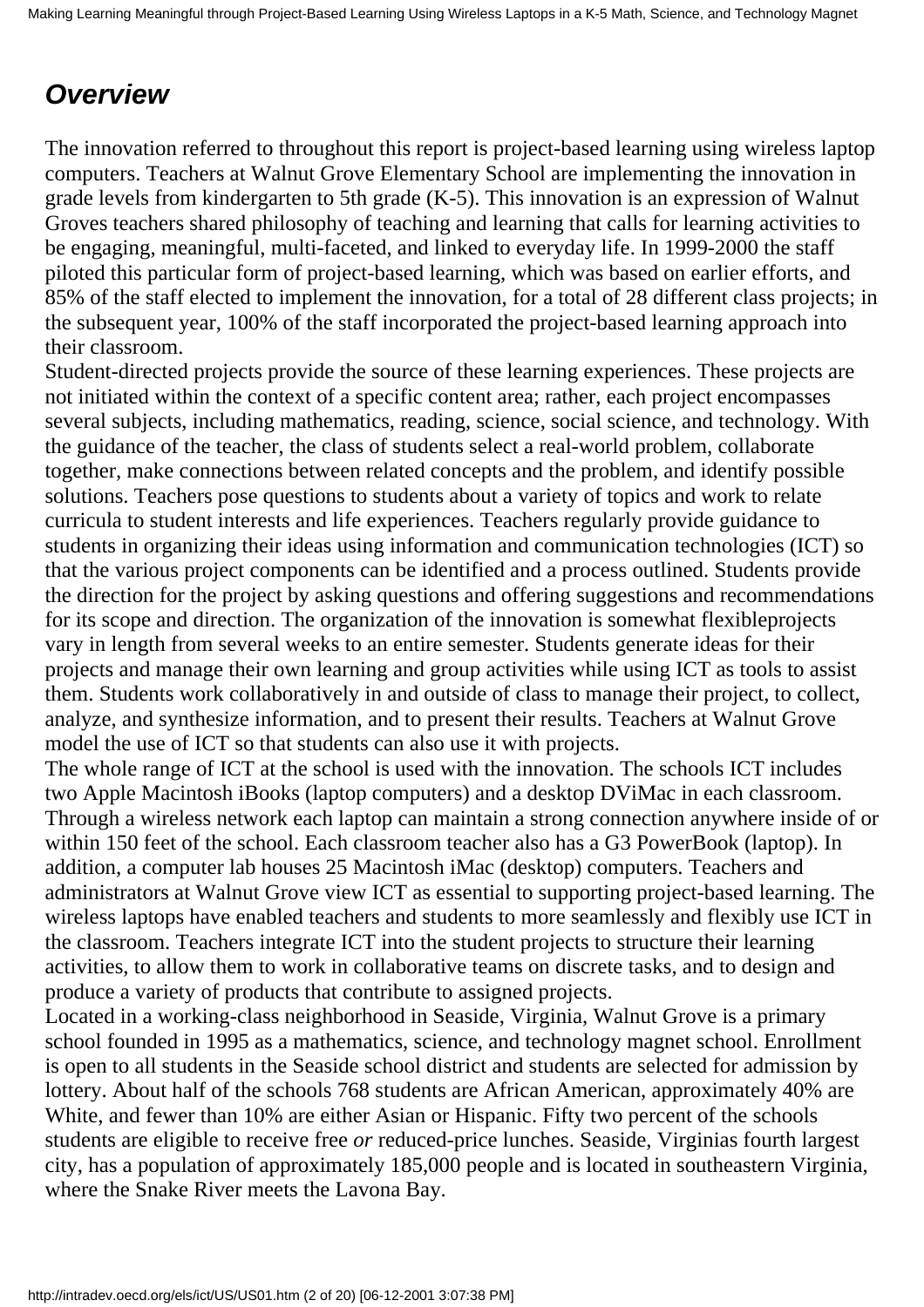## *Overview*

The innovation referred to throughout this report is project-based learning using wireless laptop computers. Teachers at Walnut Grove Elementary School are implementing the innovation in grade levels from kindergarten to 5th grade (K-5). This innovation is an expression of Walnut Groves teachers shared philosophy of teaching and learning that calls for learning activities to be engaging, meaningful, multi-faceted, and linked to everyday life. In 1999-2000 the staff piloted this particular form of project-based learning, which was based on earlier efforts, and 85% of the staff elected to implement the innovation, for a total of 28 different class projects; in the subsequent year, 100% of the staff incorporated the project-based learning approach into their classroom.

Student-directed projects provide the source of these learning experiences. These projects are not initiated within the context of a specific content area; rather, each project encompasses several subjects, including mathematics, reading, science, social science, and technology. With the guidance of the teacher, the class of students select a real-world problem, collaborate together, make connections between related concepts and the problem, and identify possible solutions. Teachers pose questions to students about a variety of topics and work to relate curricula to student interests and life experiences. Teachers regularly provide guidance to students in organizing their ideas using information and communication technologies (ICT) so that the various project components can be identified and a process outlined. Students provide the direction for the project by asking questions and offering suggestions and recommendations for its scope and direction. The organization of the innovation is somewhat flexibleprojects vary in length from several weeks to an entire semester. Students generate ideas for their projects and manage their own learning and group activities while using ICT as tools to assist them. Students work collaboratively in and outside of class to manage their project, to collect, analyze, and synthesize information, and to present their results. Teachers at Walnut Grove model the use of ICT so that students can also use it with projects.

The whole range of ICT at the school is used with the innovation. The schools ICT includes two Apple Macintosh iBooks (laptop computers) and a desktop DViMac in each classroom. Through a wireless network each laptop can maintain a strong connection anywhere inside of or within 150 feet of the school. Each classroom teacher also has a G3 PowerBook (laptop). In addition, a computer lab houses 25 Macintosh iMac (desktop) computers. Teachers and administrators at Walnut Grove view ICT as essential to supporting project-based learning. The wireless laptops have enabled teachers and students to more seamlessly and flexibly use ICT in the classroom. Teachers integrate ICT into the student projects to structure their learning activities, to allow them to work in collaborative teams on discrete tasks, and to design and produce a variety of products that contribute to assigned projects.

Located in a working-class neighborhood in Seaside, Virginia, Walnut Grove is a primary school founded in 1995 as a mathematics, science, and technology magnet school. Enrollment is open to all students in the Seaside school district and students are selected for admission by lottery. About half of the schools 768 students are African American, approximately 40% are White, and fewer than 10% are either Asian or Hispanic. Fifty two percent of the schools students are eligible to receive free *or* reduced-price lunches. Seaside, Virginias fourth largest city, has a population of approximately 185,000 people and is located in southeastern Virginia, where the Snake River meets the Lavona Bay.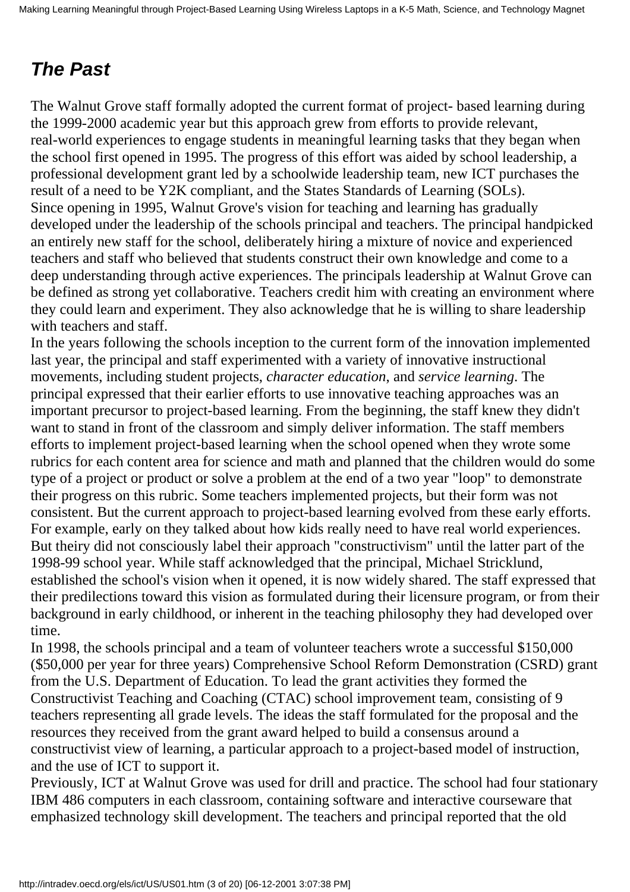## *The Past*

The Walnut Grove staff formally adopted the current format of project- based learning during the 1999-2000 academic year but this approach grew from efforts to provide relevant, real-world experiences to engage students in meaningful learning tasks that they began when the school first opened in 1995. The progress of this effort was aided by school leadership, a professional development grant led by a schoolwide leadership team, new ICT purchases the result of a need to be Y2K compliant, and the States Standards of Learning (SOLs).

Since opening in 1995, Walnut Grove's vision for teaching and learning has gradually developed under the leadership of the schools principal and teachers. The principal handpicked an entirely new staff for the school, deliberately hiring a mixture of novice and experienced teachers and staff who believed that students construct their own knowledge and come to a deep understanding through active experiences. The principals leadership at Walnut Grove can be defined as strong yet collaborative. Teachers credit him with creating an environment where they could learn and experiment. They also acknowledge that he is willing to share leadership with teachers and staff.

In the years following the schools inception to the current form of the innovation implemented last year, the principal and staff experimented with a variety of innovative instructional movements, including student projects, *character education,* and *service learning*. The principal expressed that their earlier efforts to use innovative teaching approaches was an important precursor to project-based learning. From the beginning, the staff knew they didn't want to stand in front of the classroom and simply deliver information. The staff members efforts to implement project-based learning when the school opened when they wrote some rubrics for each content area for science and math and planned that the children would do some type of a project or product or solve a problem at the end of a two year "loop" to demonstrate their progress on this rubric. Some teachers implemented projects, but their form was not consistent. But the current approach to project-based learning evolved from these early efforts. For example, early on they talked about how kids really need to have real world experiences. But theiry did not consciously label their approach "constructivism" until the latter part of the 1998-99 school year. While staff acknowledged that the principal, Michael Stricklund, established the school's vision when it opened, it is now widely shared. The staff expressed that their predilections toward this vision as formulated during their licensure program, or from their background in early childhood, or inherent in the teaching philosophy they had developed over time.

In 1998, the schools principal and a team of volunteer teachers wrote a successful $150,000 ($50,000 per year for three years) Comprehensive School Reform Demonstration (CSRD) grant from the U.S. Department of Education. To lead the grant activities they formed the Constructivist Teaching and Coaching (CTAC) school improvement team, consisting of 9 teachers representing all grade levels. The ideas the staff formulated for the proposal and the resources they received from the grant award helped to build a consensus around a constructivist view of learning, a particular approach to a project-based model of instruction, and the use of ICT to support it.

Previously, ICT at Walnut Grove was used for drill and practice. The school had four stationary IBM 486 computers in each classroom, containing software and interactive courseware that emphasized technology skill development. The teachers and principal reported that the old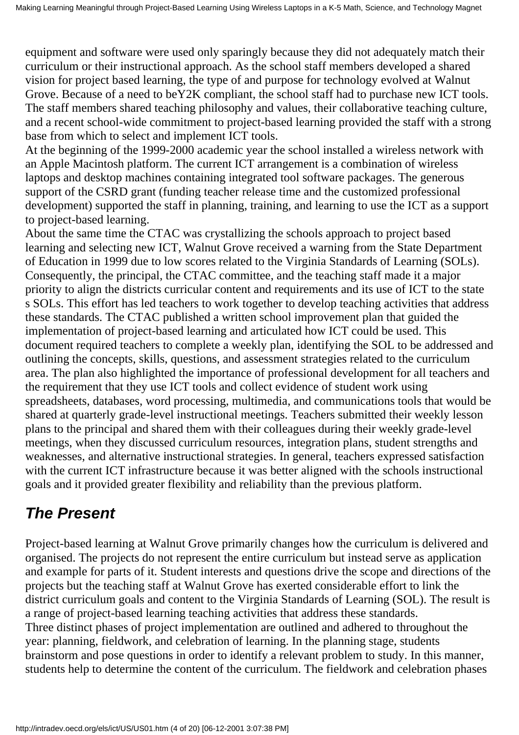equipment and software were used only sparingly because they did not adequately match their curriculum or their instructional approach. As the school staff members developed a shared vision for project based learning, the type of and purpose for technology evolved at Walnut Grove. Because of a need to beY2K compliant, the school staff had to purchase new ICT tools. The staff members shared teaching philosophy and values, their collaborative teaching culture, and a recent school-wide commitment to project-based learning provided the staff with a strong base from which to select and implement ICT tools.

At the beginning of the 1999-2000 academic year the school installed a wireless network with an Apple Macintosh platform. The current ICT arrangement is a combination of wireless laptops and desktop machines containing integrated tool software packages. The generous support of the CSRD grant (funding teacher release time and the customized professional development) supported the staff in planning, training, and learning to use the ICT as a support to project-based learning.

About the same time the CTAC was crystallizing the schools approach to project based learning and selecting new ICT, Walnut Grove received a warning from the State Department of Education in 1999 due to low scores related to the Virginia Standards of Learning (SOLs). Consequently, the principal, the CTAC committee, and the teaching staff made it a major priority to align the districts curricular content and requirements and its use of ICT to the state s SOLs. This effort has led teachers to work together to develop teaching activities that address these standards. The CTAC published a written school improvement plan that guided the implementation of project-based learning and articulated how ICT could be used. This document required teachers to complete a weekly plan, identifying the SOL to be addressed and outlining the concepts, skills, questions, and assessment strategies related to the curriculum area. The plan also highlighted the importance of professional development for all teachers and the requirement that they use ICT tools and collect evidence of student work using spreadsheets, databases, word processing, multimedia, and communications tools that would be shared at quarterly grade-level instructional meetings. Teachers submitted their weekly lesson plans to the principal and shared them with their colleagues during their weekly grade-level meetings, when they discussed curriculum resources, integration plans, student strengths and weaknesses, and alternative instructional strategies. In general, teachers expressed satisfaction with the current ICT infrastructure because it was better aligned with the schools instructional goals and it provided greater flexibility and reliability than the previous platform.

## *The Present*

Project-based learning at Walnut Grove primarily changes how the curriculum is delivered and organised. The projects do not represent the entire curriculum but instead serve as application and example for parts of it. Student interests and questions drive the scope and directions of the projects but the teaching staff at Walnut Grove has exerted considerable effort to link the district curriculum goals and content to the Virginia Standards of Learning (SOL). The result is a range of project-based learning teaching activities that address these standards.

Three distinct phases of project implementation are outlined and adhered to throughout the year: planning, fieldwork, and celebration of learning. In the planning stage, students brainstorm and pose questions in order to identify a relevant problem to study. In this manner, students help to determine the content of the curriculum. The fieldwork and celebration phases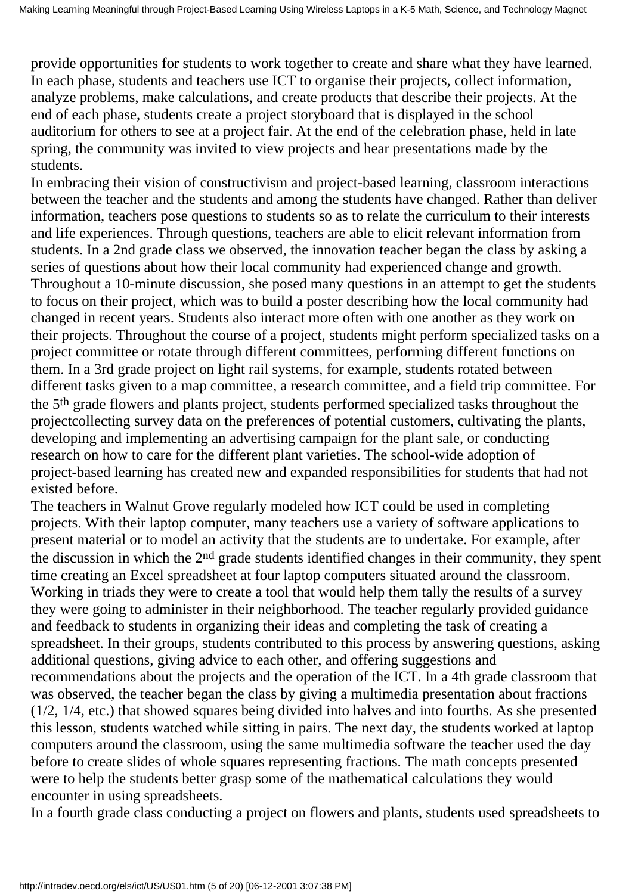provide opportunities for students to work together to create and share what they have learned. In each phase, students and teachers use ICT to organise their projects, collect information, analyze problems, make calculations, and create products that describe their projects. At the end of each phase, students create a project storyboard that is displayed in the school auditorium for others to see at a project fair. At the end of the celebration phase, held in late spring, the community was invited to view projects and hear presentations made by the students.

In embracing their vision of constructivism and project-based learning, classroom interactions between the teacher and the students and among the students have changed. Rather than deliver information, teachers pose questions to students so as to relate the curriculum to their interests and life experiences. Through questions, teachers are able to elicit relevant information from students. In a 2nd grade class we observed, the innovation teacher began the class by asking a series of questions about how their local community had experienced change and growth. Throughout a 10-minute discussion, she posed many questions in an attempt to get the students to focus on their project, which was to build a poster describing how the local community had changed in recent years. Students also interact more often with one another as they work on their projects. Throughout the course of a project, students might perform specialized tasks on a project committee or rotate through different committees, performing different functions on them. In a 3rd grade project on light rail systems, for example, students rotated between different tasks given to a map committee, a research committee, and a field trip committee. For the 5th grade flowers and plants project, students performed specialized tasks throughout the projectcollecting survey data on the preferences of potential customers, cultivating the plants, developing and implementing an advertising campaign for the plant sale, or conducting research on how to care for the different plant varieties. The school-wide adoption of project-based learning has created new and expanded responsibilities for students that had not existed before.

The teachers in Walnut Grove regularly modeled how ICT could be used in completing projects. With their laptop computer, many teachers use a variety of software applications to present material or to model an activity that the students are to undertake. For example, after the discussion in which the 2nd grade students identified changes in their community, they spent time creating an Excel spreadsheet at four laptop computers situated around the classroom. Working in triads they were to create a tool that would help them tally the results of a survey they were going to administer in their neighborhood. The teacher regularly provided guidance and feedback to students in organizing their ideas and completing the task of creating a spreadsheet. In their groups, students contributed to this process by answering questions, asking additional questions, giving advice to each other, and offering suggestions and recommendations about the projects and the operation of the ICT. In a 4th grade classroom that was observed, the teacher began the class by giving a multimedia presentation about fractions (1/2, 1/4, etc.) that showed squares being divided into halves and into fourths. As she presented this lesson, students watched while sitting in pairs. The next day, the students worked at laptop computers around the classroom, using the same multimedia software the teacher used the day before to create slides of whole squares representing fractions. The math concepts presented were to help the students better grasp some of the mathematical calculations they would encounter in using spreadsheets.

In a fourth grade class conducting a project on flowers and plants, students used spreadsheets to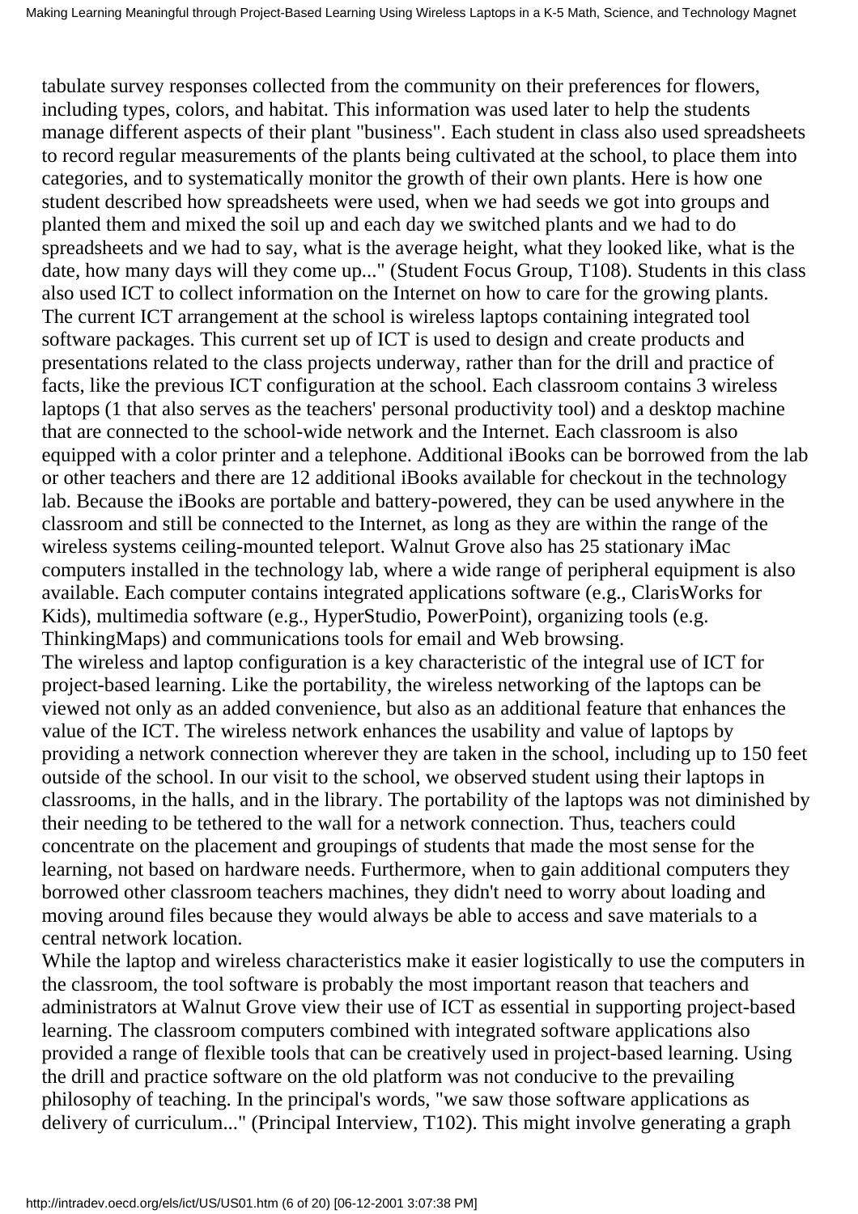tabulate survey responses collected from the community on their preferences for flowers, including types, colors, and habitat. This information was used later to help the students manage different aspects of their plant "business". Each student in class also used spreadsheets to record regular measurements of the plants being cultivated at the school, to place them into categories, and to systematically monitor the growth of their own plants. Here is how one student described how spreadsheets were used, when we had seeds we got into groups and planted them and mixed the soil up and each day we switched plants and we had to do spreadsheets and we had to say, what is the average height, what they looked like, what is the date, how many days will they come up..." (Student Focus Group, T108). Students in this class also used ICT to collect information on the Internet on how to care for the growing plants. The current ICT arrangement at the school is wireless laptops containing integrated tool software packages. This current set up of ICT is used to design and create products and presentations related to the class projects underway, rather than for the drill and practice of facts, like the previous ICT configuration at the school. Each classroom contains 3 wireless laptops (1 that also serves as the teachers' personal productivity tool) and a desktop machine that are connected to the school-wide network and the Internet. Each classroom is also equipped with a color printer and a telephone. Additional iBooks can be borrowed from the lab or other teachers and there are 12 additional iBooks available for checkout in the technology lab. Because the iBooks are portable and battery-powered, they can be used anywhere in the classroom and still be connected to the Internet, as long as they are within the range of the wireless systems ceiling-mounted teleport. Walnut Grove also has 25 stationary iMac computers installed in the technology lab, where a wide range of peripheral equipment is also available. Each computer contains integrated applications software (e.g., ClarisWorks for Kids), multimedia software (e.g., HyperStudio, PowerPoint), organizing tools (e.g. ThinkingMaps) and communications tools for email and Web browsing.

The wireless and laptop configuration is a key characteristic of the integral use of ICT for project-based learning. Like the portability, the wireless networking of the laptops can be viewed not only as an added convenience, but also as an additional feature that enhances the value of the ICT. The wireless network enhances the usability and value of laptops by providing a network connection wherever they are taken in the school, including up to 150 feet outside of the school. In our visit to the school, we observed student using their laptops in classrooms, in the halls, and in the library. The portability of the laptops was not diminished by their needing to be tethered to the wall for a network connection. Thus, teachers could concentrate on the placement and groupings of students that made the most sense for the learning, not based on hardware needs. Furthermore, when to gain additional computers they borrowed other classroom teachers machines, they didn't need to worry about loading and moving around files because they would always be able to access and save materials to a central network location.

While the laptop and wireless characteristics make it easier logistically to use the computers in the classroom, the tool software is probably the most important reason that teachers and administrators at Walnut Grove view their use of ICT as essential in supporting project-based learning. The classroom computers combined with integrated software applications also provided a range of flexible tools that can be creatively used in project-based learning. Using the drill and practice software on the old platform was not conducive to the prevailing philosophy of teaching. In the principal's words, "we saw those software applications as delivery of curriculum..." (Principal Interview, T102). This might involve generating a graph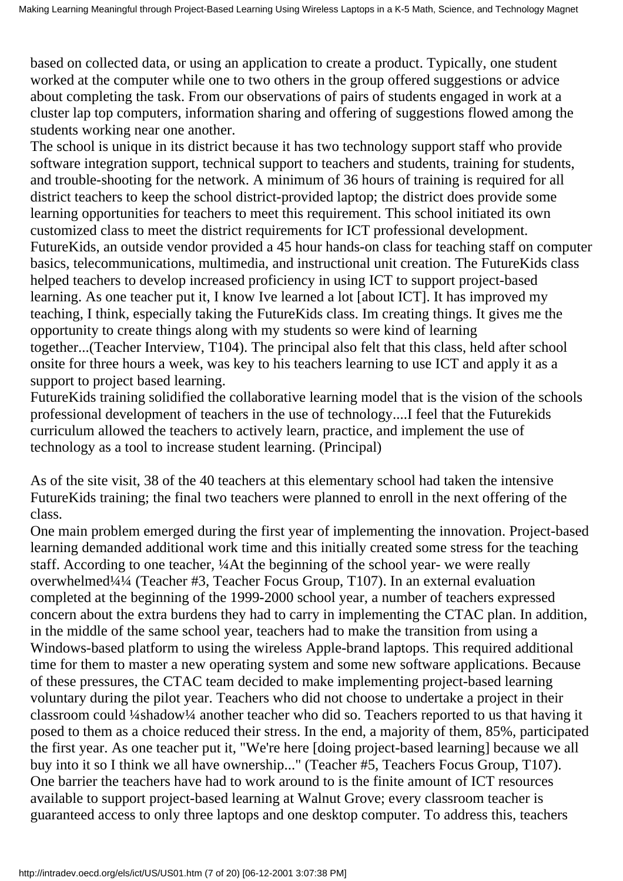based on collected data, or using an application to create a product. Typically, one student worked at the computer while one to two others in the group offered suggestions or advice about completing the task. From our observations of pairs of students engaged in work at a cluster lap top computers, information sharing and offering of suggestions flowed among the students working near one another.

The school is unique in its district because it has two technology support staff who provide software integration support, technical support to teachers and students, training for students, and trouble-shooting for the network. A minimum of 36 hours of training is required for all district teachers to keep the school district-provided laptop; the district does provide some learning opportunities for teachers to meet this requirement. This school initiated its own customized class to meet the district requirements for ICT professional development. FutureKids, an outside vendor provided a 45 hour hands-on class for teaching staff on computer basics, telecommunications, multimedia, and instructional unit creation. The FutureKids class helped teachers to develop increased proficiency in using ICT to support project-based learning. As one teacher put it, I know Ive learned a lot [about ICT]. It has improved my teaching, I think, especially taking the FutureKids class. Im creating things. It gives me the opportunity to create things along with my students so were kind of learning together...(Teacher Interview, T104). The principal also felt that this class, held after school onsite for three hours a week, was key to his teachers learning to use ICT and apply it as a support to project based learning.

FutureKids training solidified the collaborative learning model that is the vision of the schools professional development of teachers in the use of technology....I feel that the Futurekids curriculum allowed the teachers to actively learn, practice, and implement the use of technology as a tool to increase student learning. (Principal)

As of the site visit, 38 of the 40 teachers at this elementary school had taken the intensive FutureKids training; the final two teachers were planned to enroll in the next offering of the class.

One main problem emerged during the first year of implementing the innovation. Project-based learning demanded additional work time and this initially created some stress for the teaching staff. According to one teacher, ¼At the beginning of the school year- we were really overwhelmed¼¼ (Teacher #3, Teacher Focus Group, T107). In an external evaluation completed at the beginning of the 1999-2000 school year, a number of teachers expressed concern about the extra burdens they had to carry in implementing the CTAC plan. In addition, in the middle of the same school year, teachers had to make the transition from using a Windows-based platform to using the wireless Apple-brand laptops. This required additional time for them to master a new operating system and some new software applications. Because of these pressures, the CTAC team decided to make implementing project-based learning voluntary during the pilot year. Teachers who did not choose to undertake a project in their classroom could ¼shadow¼ another teacher who did so. Teachers reported to us that having it posed to them as a choice reduced their stress. In the end, a majority of them, 85%, participated the first year. As one teacher put it, "We're here [doing project-based learning] because we all buy into it so I think we all have ownership..." (Teacher #5, Teachers Focus Group, T107).

One barrier the teachers have had to work around to is the finite amount of ICT resources available to support project-based learning at Walnut Grove; every classroom teacher is guaranteed access to only three laptops and one desktop computer. To address this, teachers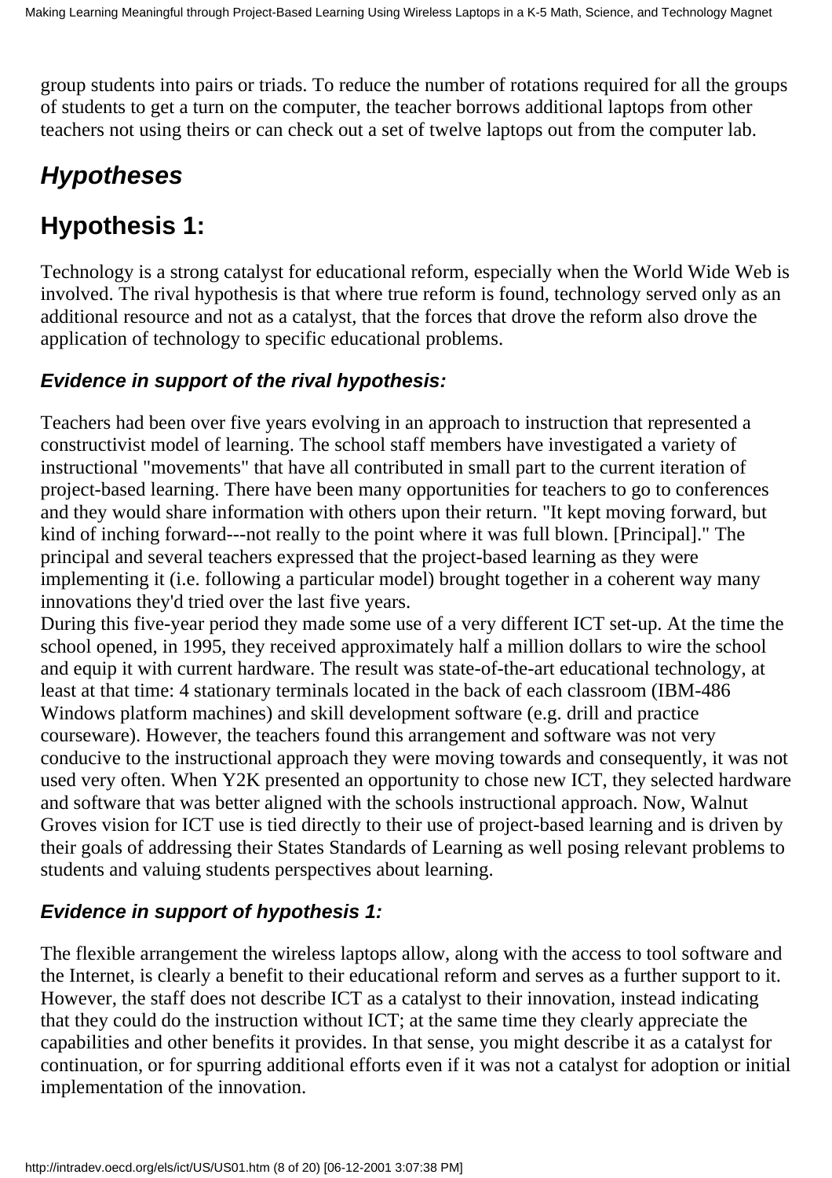group students into pairs or triads. To reduce the number of rotations required for all the groups of students to get a turn on the computer, the teacher borrows additional laptops from other teachers not using theirs or can check out a set of twelve laptops out from the computer lab.

## *Hypotheses*

## Hypothesis 1:

Technology is a strong catalyst for educational reform, especially when the World Wide Web is involved. The rival hypothesis is that where true reform is found, technology served only as an additional resource and not as a catalyst, that the forces that drove the reform also drove the application of technology to specific educational problems.

### *Evidence in support of the rival hypothesis:*

Teachers had been over five years evolving in an approach to instruction that represented a constructivist model of learning. The school staff members have investigated a variety of instructional "movements" that have all contributed in small part to the current iteration of project-based learning. There have been many opportunities for teachers to go to conferences and they would share information with others upon their return. "It kept moving forward, but kind of inching forward---not really to the point where it was full blown. [Principal]." The principal and several teachers expressed that the project-based learning as they were implementing it (i.e. following a particular model) brought together in a coherent way many innovations they'd tried over the last five years.
During this five-year period they made some use of a very different ICT set-up. At the time the school opened, in 1995, they received approximately half a million dollars to wire the school and equip it with current hardware. The result was state-of-the-art educational technology, at least at that time: 4 stationary terminals located in the back of each classroom (IBM-486 Windows platform machines) and skill development software (e.g. drill and practice courseware). However, the teachers found this arrangement and software was not very conducive to the instructional approach they were moving towards and consequently, it was not used very often. When Y2K presented an opportunity to chose new ICT, they selected hardware and software that was better aligned with the schools instructional approach. Now, Walnut Groves vision for ICT use is tied directly to their use of project-based learning and is driven by their goals of addressing their States Standards of Learning as well posing relevant problems to students and valuing students perspectives about learning.

### *Evidence in support of hypothesis 1:*

The flexible arrangement the wireless laptops allow, along with the access to tool software and the Internet, is clearly a benefit to their educational reform and serves as a further support to it. However, the staff does not describe ICT as a catalyst to their innovation, instead indicating that they could do the instruction without ICT; at the same time they clearly appreciate the capabilities and other benefits it provides. In that sense, you might describe it as a catalyst for continuation, or for spurring additional efforts even if it was not a catalyst for adoption or initial implementation of the innovation.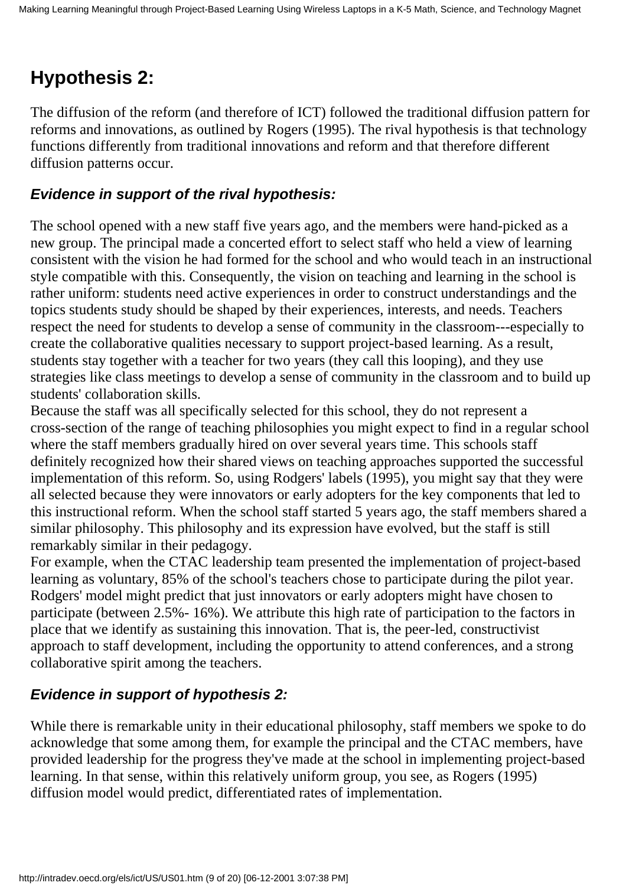## Hypothesis 2:

The diffusion of the reform (and therefore of ICT) followed the traditional diffusion pattern for reforms and innovations, as outlined by Rogers (1995). The rival hypothesis is that technology functions differently from traditional innovations and reform and that therefore different diffusion patterns occur.

### *Evidence in support of the rival hypothesis:*

The school opened with a new staff five years ago, and the members were hand-picked as a new group. The principal made a concerted effort to select staff who held a view of learning consistent with the vision he had formed for the school and who would teach in an instructional style compatible with this. Consequently, the vision on teaching and learning in the school is rather uniform: students need active experiences in order to construct understandings and the topics students study should be shaped by their experiences, interests, and needs. Teachers respect the need for students to develop a sense of community in the classroom---especially to create the collaborative qualities necessary to support project-based learning. As a result, students stay together with a teacher for two years (they call this looping), and they use strategies like class meetings to develop a sense of community in the classroom and to build up students' collaboration skills.

Because the staff was all specifically selected for this school, they do not represent a cross-section of the range of teaching philosophies you might expect to find in a regular school where the staff members gradually hired on over several years time. This schools staff definitely recognized how their shared views on teaching approaches supported the successful implementation of this reform. So, using Rodgers' labels (1995), you might say that they were all selected because they were innovators or early adopters for the key components that led to this instructional reform. When the school staff started 5 years ago, the staff members shared a similar philosophy. This philosophy and its expression have evolved, but the staff is still remarkably similar in their pedagogy.

For example, when the CTAC leadership team presented the implementation of project-based learning as voluntary, 85% of the school's teachers chose to participate during the pilot year. Rodgers' model might predict that just innovators or early adopters might have chosen to participate (between 2.5%- 16%). We attribute this high rate of participation to the factors in place that we identify as sustaining this innovation. That is, the peer-led, constructivist approach to staff development, including the opportunity to attend conferences, and a strong collaborative spirit among the teachers.

### *Evidence in support of hypothesis 2:*

While there is remarkable unity in their educational philosophy, staff members we spoke to do acknowledge that some among them, for example the principal and the CTAC members, have provided leadership for the progress they've made at the school in implementing project-based learning. In that sense, within this relatively uniform group, you see, as Rogers (1995) diffusion model would predict, differentiated rates of implementation.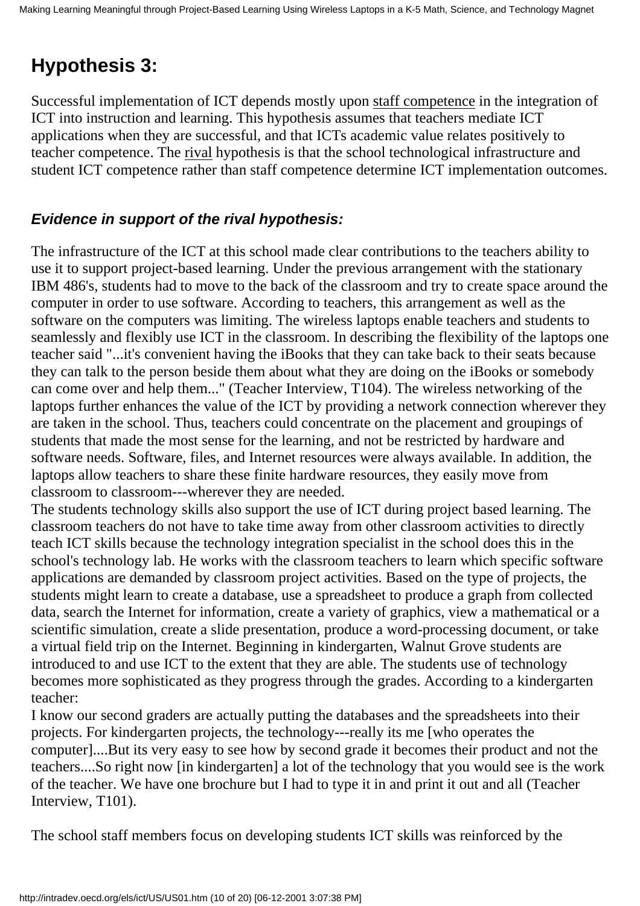## Hypothesis 3:

Successful implementation of ICT depends mostly upon staff competence in the integration of ICT into instruction and learning. This hypothesis assumes that teachers mediate ICT applications when they are successful, and that ICTs academic value relates positively to teacher competence. The rival hypothesis is that the school technological infrastructure and student ICT competence rather than staff competence determine ICT implementation outcomes.

### *Evidence in support of the rival hypothesis:*

The infrastructure of the ICT at this school made clear contributions to the teachers ability to use it to support project-based learning. Under the previous arrangement with the stationary IBM 486's, students had to move to the back of the classroom and try to create space around the computer in order to use software. According to teachers, this arrangement as well as the software on the computers was limiting. The wireless laptops enable teachers and students to seamlessly and flexibly use ICT in the classroom. In describing the flexibility of the laptops one teacher said "...it's convenient having the iBooks that they can take back to their seats because they can talk to the person beside them about what they are doing on the iBooks or somebody can come over and help them..." (Teacher Interview, T104). The wireless networking of the laptops further enhances the value of the ICT by providing a network connection wherever they are taken in the school. Thus, teachers could concentrate on the placement and groupings of students that made the most sense for the learning, and not be restricted by hardware and software needs. Software, files, and Internet resources were always available. In addition, the laptops allow teachers to share these finite hardware resources, they easily move from classroom to classroom---wherever they are needed.

The students technology skills also support the use of ICT during project based learning. The classroom teachers do not have to take time away from other classroom activities to directly teach ICT skills because the technology integration specialist in the school does this in the school's technology lab. He works with the classroom teachers to learn which specific software applications are demanded by classroom project activities. Based on the type of projects, the students might learn to create a database, use a spreadsheet to produce a graph from collected data, search the Internet for information, create a variety of graphics, view a mathematical or a scientific simulation, create a slide presentation, produce a word-processing document, or take a virtual field trip on the Internet. Beginning in kindergarten, Walnut Grove students are introduced to and use ICT to the extent that they are able. The students use of technology becomes more sophisticated as they progress through the grades. According to a kindergarten teacher:

I know our second graders are actually putting the databases and the spreadsheets into their projects. For kindergarten projects, the technology---really its me [who operates the computer]....But its very easy to see how by second grade it becomes their product and not the teachers....So right now [in kindergarten] a lot of the technology that you would see is the work of the teacher. We have one brochure but I had to type it in and print it out and all (Teacher Interview, T101).

The school staff members focus on developing students ICT skills was reinforced by the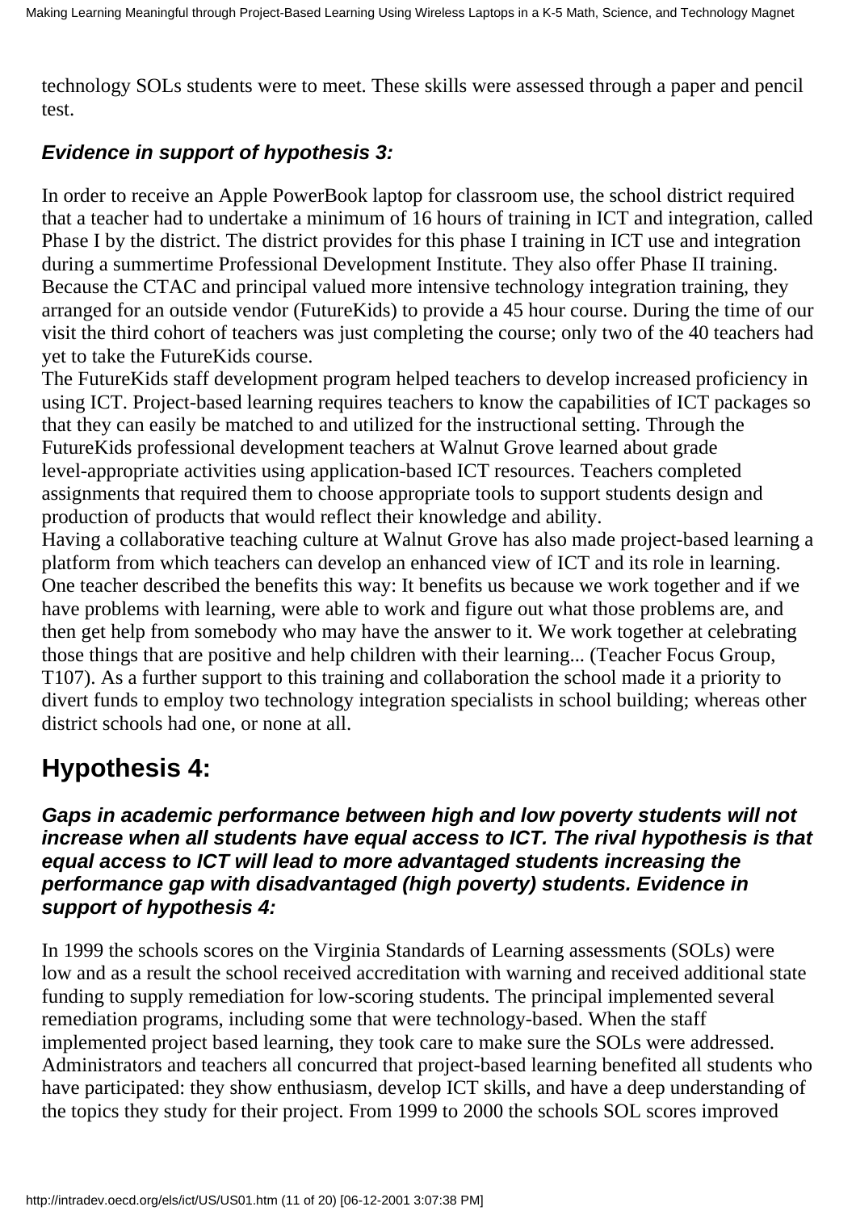technology SOLs students were to meet. These skills were assessed through a paper and pencil test.

### *Evidence in support of hypothesis 3:*

In order to receive an Apple PowerBook laptop for classroom use, the school district required that a teacher had to undertake a minimum of 16 hours of training in ICT and integration, called Phase I by the district. The district provides for this phase I training in ICT use and integration during a summertime Professional Development Institute. They also offer Phase II training. Because the CTAC and principal valued more intensive technology integration training, they arranged for an outside vendor (FutureKids) to provide a 45 hour course. During the time of our visit the third cohort of teachers was just completing the course; only two of the 40 teachers had yet to take the FutureKids course.

The FutureKids staff development program helped teachers to develop increased proficiency in using ICT. Project-based learning requires teachers to know the capabilities of ICT packages so that they can easily be matched to and utilized for the instructional setting. Through the FutureKids professional development teachers at Walnut Grove learned about grade level-appropriate activities using application-based ICT resources. Teachers completed assignments that required them to choose appropriate tools to support students design and production of products that would reflect their knowledge and ability.

Having a collaborative teaching culture at Walnut Grove has also made project-based learning a platform from which teachers can develop an enhanced view of ICT and its role in learning. One teacher described the benefits this way: It benefits us because we work together and if we have problems with learning, were able to work and figure out what those problems are, and then get help from somebody who may have the answer to it. We work together at celebrating those things that are positive and help children with their learning... (Teacher Focus Group, T107). As a further support to this training and collaboration the school made it a priority to divert funds to employ two technology integration specialists in school building; whereas other district schools had one, or none at all.

## Hypothesis 4:

### *Gaps in academic performance between high and low poverty students will not increase when all students have equal access to ICT. The rival hypothesis is that equal access to ICT will lead to more advantaged students increasing the performance gap with disadvantaged (high poverty) students. Evidence in support of hypothesis 4:*

In 1999 the schools scores on the Virginia Standards of Learning assessments (SOLs) were low and as a result the school received accreditation with warning and received additional state funding to supply remediation for low-scoring students. The principal implemented several remediation programs, including some that were technology-based. When the staff implemented project based learning, they took care to make sure the SOLs were addressed. Administrators and teachers all concurred that project-based learning benefited all students who have participated: they show enthusiasm, develop ICT skills, and have a deep understanding of the topics they study for their project. From 1999 to 2000 the schools SOL scores improved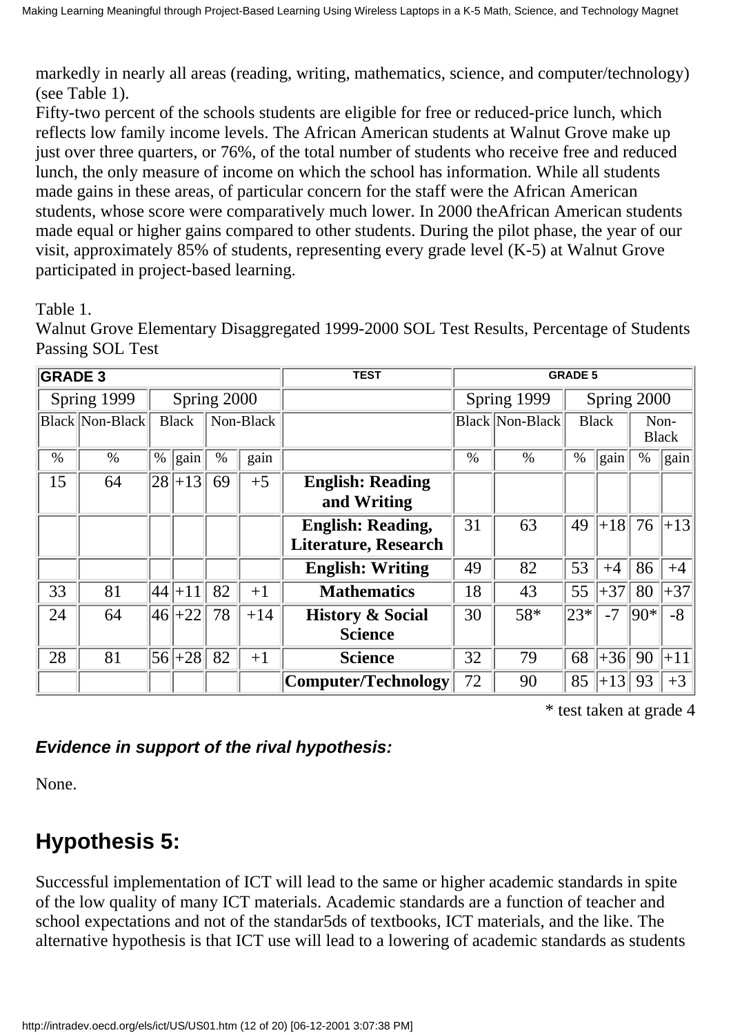markedly in nearly all areas (reading, writing, mathematics, science, and computer/technology) (see Table 1).

Fifty-two percent of the schools students are eligible for free or reduced-price lunch, which reflects low family income levels. The African American students at Walnut Grove make up just over three quarters, or 76%, of the total number of students who receive free and reduced lunch, the only measure of income on which the school has information. While all students made gains in these areas, of particular concern for the staff were the African American students, whose score were comparatively much lower. In 2000 theAfrican American students made equal or higher gains compared to other students. During the pilot phase, the year of our visit, approximately 85% of students, representing every grade level (K-5) at Walnut Grove participated in project-based learning.

Table 1.
Walnut Grove Elementary Disaggregated 1999-2000 SOL Test Results, Percentage of Students Passing SOL Test

| GRADE 3 | | | | | | TEST | GRADE 5 | | | | | |
|---|---|---|---|---|---|---|---|---|---|---|---|---|
| Spring 1999 | | Spring 2000 | | | | | Spring 1999 | | Spring 2000 | | | |
| Black | Non-Black | Black | | Non-Black | | | Black | Non-Black | Black | | Non-Black | |
| % | % | % | gain | % | gain | | % | % | % | gain | % | gain |
| 15 | 64 | 28 | +13 | 69 | +5 | **English: Reading and Writing** | | | | | | |
| | | | | | | **English: Reading, Literature, Research** | 31 | 63 | 49 | +18 | 76 | +13 |
| | | | | | | **English: Writing** | 49 | 82 | 53 | +4 | 86 | +4 |
| 33 | 81 | 44 | +11 | 82 | +1 | **Mathematics** | 18 | 43 | 55 | +37 | 80 | +37 |
| 24 | 64 | 46 | +22 | 78 | +14 | **History & Social Science** | 30 | 58* | 23* | -7 | 90* | -8 |
| 28 | 81 | 56 | +28 | 82 | +1 | **Science** | 32 | 79 | 68 | +36 | 90 | +11 |
| | | | | | | **Computer/Technology** | 72 | 90 | 85 | +13 | 93 | +3 |

\* test taken at grade 4

***Evidence in support of the rival hypothesis:***

None.

## Hypothesis 5:

Successful implementation of ICT will lead to the same or higher academic standards in spite of the low quality of many ICT materials. Academic standards are a function of teacher and school expectations and not of the standar5ds of textbooks, ICT materials, and the like. The alternative hypothesis is that ICT use will lead to a lowering of academic standards as students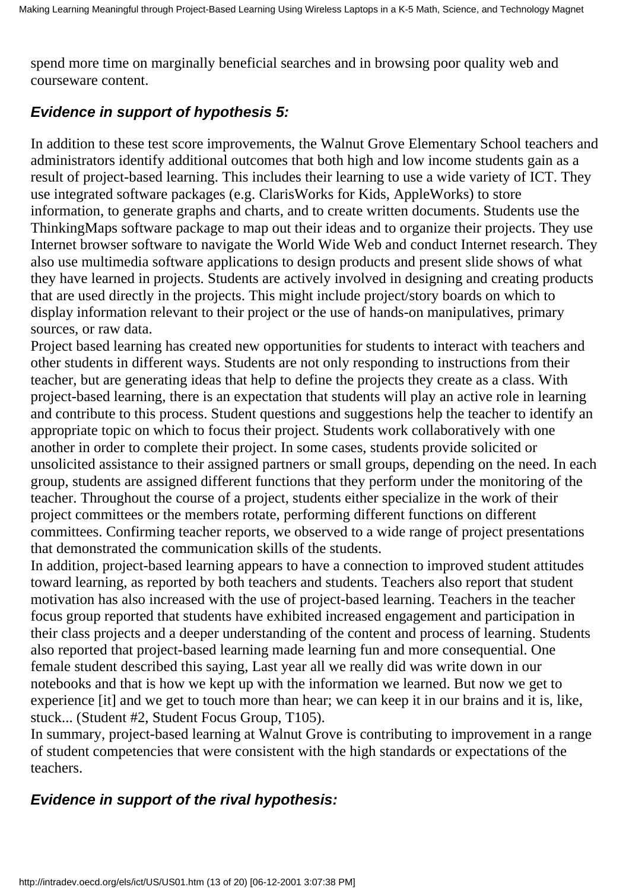spend more time on marginally beneficial searches and in browsing poor quality web and courseware content.

### *Evidence in support of hypothesis 5:*

In addition to these test score improvements, the Walnut Grove Elementary School teachers and administrators identify additional outcomes that both high and low income students gain as a result of project-based learning. This includes their learning to use a wide variety of ICT. They use integrated software packages (e.g. ClarisWorks for Kids, AppleWorks) to store information, to generate graphs and charts, and to create written documents. Students use the ThinkingMaps software package to map out their ideas and to organize their projects. They use Internet browser software to navigate the World Wide Web and conduct Internet research. They also use multimedia software applications to design products and present slide shows of what they have learned in projects. Students are actively involved in designing and creating products that are used directly in the projects. This might include project/story boards on which to display information relevant to their project or the use of hands-on manipulatives, primary sources, or raw data.

Project based learning has created new opportunities for students to interact with teachers and other students in different ways. Students are not only responding to instructions from their teacher, but are generating ideas that help to define the projects they create as a class. With project-based learning, there is an expectation that students will play an active role in learning and contribute to this process. Student questions and suggestions help the teacher to identify an appropriate topic on which to focus their project. Students work collaboratively with one another in order to complete their project. In some cases, students provide solicited or unsolicited assistance to their assigned partners or small groups, depending on the need. In each group, students are assigned different functions that they perform under the monitoring of the teacher. Throughout the course of a project, students either specialize in the work of their project committees or the members rotate, performing different functions on different committees. Confirming teacher reports, we observed to a wide range of project presentations that demonstrated the communication skills of the students.

In addition, project-based learning appears to have a connection to improved student attitudes toward learning, as reported by both teachers and students. Teachers also report that student motivation has also increased with the use of project-based learning. Teachers in the teacher focus group reported that students have exhibited increased engagement and participation in their class projects and a deeper understanding of the content and process of learning. Students also reported that project-based learning made learning fun and more consequential. One female student described this saying, Last year all we really did was write down in our notebooks and that is how we kept up with the information we learned. But now we get to experience [it] and we get to touch more than hear; we can keep it in our brains and it is, like, stuck... (Student #2, Student Focus Group, T105).

In summary, project-based learning at Walnut Grove is contributing to improvement in a range of student competencies that were consistent with the high standards or expectations of the teachers.

### *Evidence in support of the rival hypothesis:*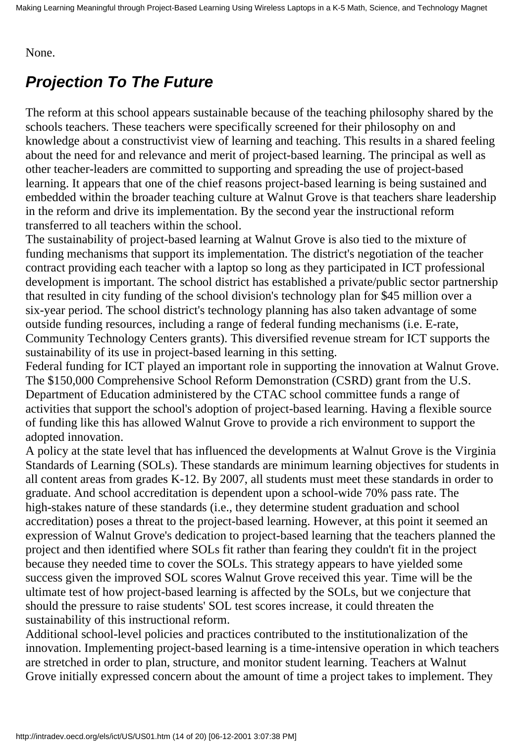None.

## *Projection To The Future*

The reform at this school appears sustainable because of the teaching philosophy shared by the schools teachers. These teachers were specifically screened for their philosophy on and knowledge about a constructivist view of learning and teaching. This results in a shared feeling about the need for and relevance and merit of project-based learning. The principal as well as other teacher-leaders are committed to supporting and spreading the use of project-based learning. It appears that one of the chief reasons project-based learning is being sustained and embedded within the broader teaching culture at Walnut Grove is that teachers share leadership in the reform and drive its implementation. By the second year the instructional reform transferred to all teachers within the school.

The sustainability of project-based learning at Walnut Grove is also tied to the mixture of funding mechanisms that support its implementation. The district's negotiation of the teacher contract providing each teacher with a laptop so long as they participated in ICT professional development is important. The school district has established a private/public sector partnership that resulted in city funding of the school division's technology plan for $45 million over a six-year period. The school district's technology planning has also taken advantage of some outside funding resources, including a range of federal funding mechanisms (i.e. E-rate, Community Technology Centers grants). This diversified revenue stream for ICT supports the sustainability of its use in project-based learning in this setting.

Federal funding for ICT played an important role in supporting the innovation at Walnut Grove. The $150,000 Comprehensive School Reform Demonstration (CSRD) grant from the U.S. Department of Education administered by the CTAC school committee funds a range of activities that support the school's adoption of project-based learning. Having a flexible source of funding like this has allowed Walnut Grove to provide a rich environment to support the adopted innovation.

A policy at the state level that has influenced the developments at Walnut Grove is the Virginia Standards of Learning (SOLs). These standards are minimum learning objectives for students in all content areas from grades K-12. By 2007, all students must meet these standards in order to graduate. And school accreditation is dependent upon a school-wide 70% pass rate. The high-stakes nature of these standards (i.e., they determine student graduation and school accreditation) poses a threat to the project-based learning. However, at this point it seemed an expression of Walnut Grove's dedication to project-based learning that the teachers planned the project and then identified where SOLs fit rather than fearing they couldn't fit in the project because they needed time to cover the SOLs. This strategy appears to have yielded some success given the improved SOL scores Walnut Grove received this year. Time will be the ultimate test of how project-based learning is affected by the SOLs, but we conjecture that should the pressure to raise students' SOL test scores increase, it could threaten the sustainability of this instructional reform.

Additional school-level policies and practices contributed to the institutionalization of the innovation. Implementing project-based learning is a time-intensive operation in which teachers are stretched in order to plan, structure, and monitor student learning. Teachers at Walnut Grove initially expressed concern about the amount of time a project takes to implement. They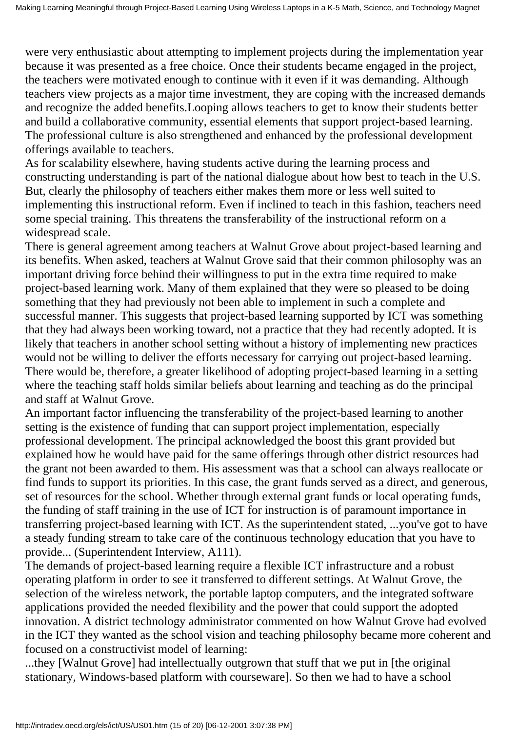were very enthusiastic about attempting to implement projects during the implementation year because it was presented as a free choice. Once their students became engaged in the project, the teachers were motivated enough to continue with it even if it was demanding. Although teachers view projects as a major time investment, they are coping with the increased demands and recognize the added benefits.Looping allows teachers to get to know their students better and build a collaborative community, essential elements that support project-based learning. The professional culture is also strengthened and enhanced by the professional development offerings available to teachers.

As for scalability elsewhere, having students active during the learning process and constructing understanding is part of the national dialogue about how best to teach in the U.S. But, clearly the philosophy of teachers either makes them more or less well suited to implementing this instructional reform. Even if inclined to teach in this fashion, teachers need some special training. This threatens the transferability of the instructional reform on a widespread scale.

There is general agreement among teachers at Walnut Grove about project-based learning and its benefits. When asked, teachers at Walnut Grove said that their common philosophy was an important driving force behind their willingness to put in the extra time required to make project-based learning work. Many of them explained that they were so pleased to be doing something that they had previously not been able to implement in such a complete and successful manner. This suggests that project-based learning supported by ICT was something that they had always been working toward, not a practice that they had recently adopted. It is likely that teachers in another school setting without a history of implementing new practices would not be willing to deliver the efforts necessary for carrying out project-based learning. There would be, therefore, a greater likelihood of adopting project-based learning in a setting where the teaching staff holds similar beliefs about learning and teaching as do the principal and staff at Walnut Grove.

An important factor influencing the transferability of the project-based learning to another setting is the existence of funding that can support project implementation, especially professional development. The principal acknowledged the boost this grant provided but explained how he would have paid for the same offerings through other district resources had the grant not been awarded to them. His assessment was that a school can always reallocate or find funds to support its priorities. In this case, the grant funds served as a direct, and generous, set of resources for the school. Whether through external grant funds or local operating funds, the funding of staff training in the use of ICT for instruction is of paramount importance in transferring project-based learning with ICT. As the superintendent stated, ...you've got to have a steady funding stream to take care of the continuous technology education that you have to provide... (Superintendent Interview, A111).

The demands of project-based learning require a flexible ICT infrastructure and a robust operating platform in order to see it transferred to different settings. At Walnut Grove, the selection of the wireless network, the portable laptop computers, and the integrated software applications provided the needed flexibility and the power that could support the adopted innovation. A district technology administrator commented on how Walnut Grove had evolved in the ICT they wanted as the school vision and teaching philosophy became more coherent and focused on a constructivist model of learning:

...they [Walnut Grove] had intellectually outgrown that stuff that we put in [the original stationary, Windows-based platform with courseware]. So then we had to have a school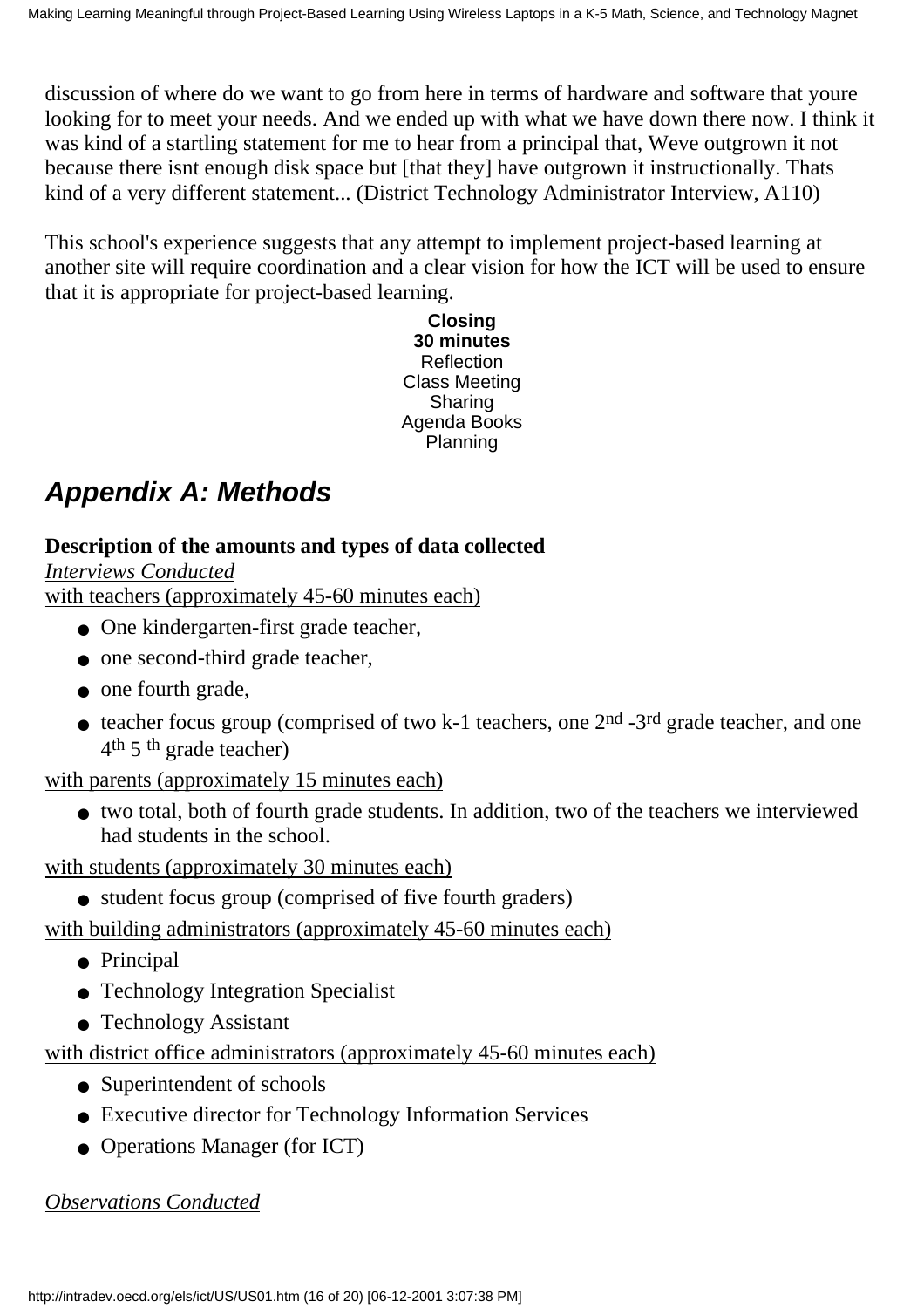discussion of where do we want to go from here in terms of hardware and software that youre looking for to meet your needs. And we ended up with what we have down there now. I think it was kind of a startling statement for me to hear from a principal that, Weve outgrown it not because there isnt enough disk space but [that they] have outgrown it instructionally. Thats kind of a very different statement... (District Technology Administrator Interview, A110)

This school's experience suggests that any attempt to implement project-based learning at another site will require coordination and a clear vision for how the ICT will be used to ensure that it is appropriate for project-based learning.

**Closing**
**30 minutes**
Reflection
Class Meeting
Sharing
Agenda Books
Planning

## *Appendix A: Methods*

**Description of the amounts and types of data collected**

*Interviews Conducted*

with teachers (approximately 45-60 minutes each)

- One kindergarten-first grade teacher,
- one second-third grade teacher,
- one fourth grade,
- teacher focus group (comprised of two k-1 teachers, one 2nd -3rd grade teacher, and one 4th 5 th grade teacher)

with parents (approximately 15 minutes each)

- two total, both of fourth grade students. In addition, two of the teachers we interviewed had students in the school.

with students (approximately 30 minutes each)

- student focus group (comprised of five fourth graders)

with building administrators (approximately 45-60 minutes each)

- Principal
- Technology Integration Specialist
- Technology Assistant

with district office administrators (approximately 45-60 minutes each)

- Superintendent of schools
- Executive director for Technology Information Services
- Operations Manager (for ICT)

*Observations Conducted*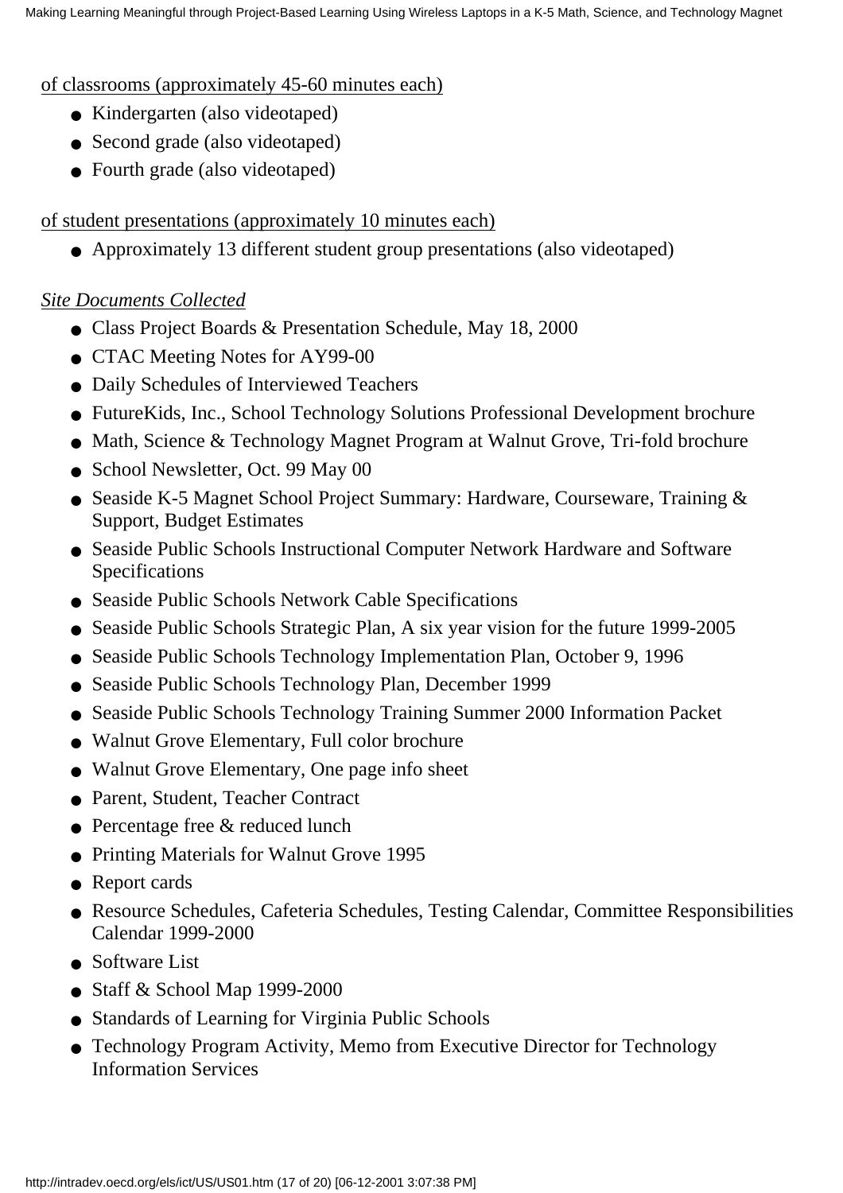of classrooms (approximately 45-60 minutes each)

- Kindergarten (also videotaped)
- Second grade (also videotaped)
- Fourth grade (also videotaped)

of student presentations (approximately 10 minutes each)

- Approximately 13 different student group presentations (also videotaped)

*Site Documents Collected*

- Class Project Boards & Presentation Schedule, May 18, 2000
- CTAC Meeting Notes for AY99-00
- Daily Schedules of Interviewed Teachers
- FutureKids, Inc., School Technology Solutions Professional Development brochure
- Math, Science & Technology Magnet Program at Walnut Grove, Tri-fold brochure
- School Newsletter, Oct. 99 May 00
- Seaside K-5 Magnet School Project Summary: Hardware, Courseware, Training & Support, Budget Estimates
- Seaside Public Schools Instructional Computer Network Hardware and Software Specifications
- Seaside Public Schools Network Cable Specifications
- Seaside Public Schools Strategic Plan, A six year vision for the future 1999-2005
- Seaside Public Schools Technology Implementation Plan, October 9, 1996
- Seaside Public Schools Technology Plan, December 1999
- Seaside Public Schools Technology Training Summer 2000 Information Packet
- Walnut Grove Elementary, Full color brochure
- Walnut Grove Elementary, One page info sheet
- Parent, Student, Teacher Contract
- Percentage free & reduced lunch
- Printing Materials for Walnut Grove 1995
- Report cards
- Resource Schedules, Cafeteria Schedules, Testing Calendar, Committee Responsibilities Calendar 1999-2000
- Software List
- Staff & School Map 1999-2000
- Standards of Learning for Virginia Public Schools
- Technology Program Activity, Memo from Executive Director for Technology Information Services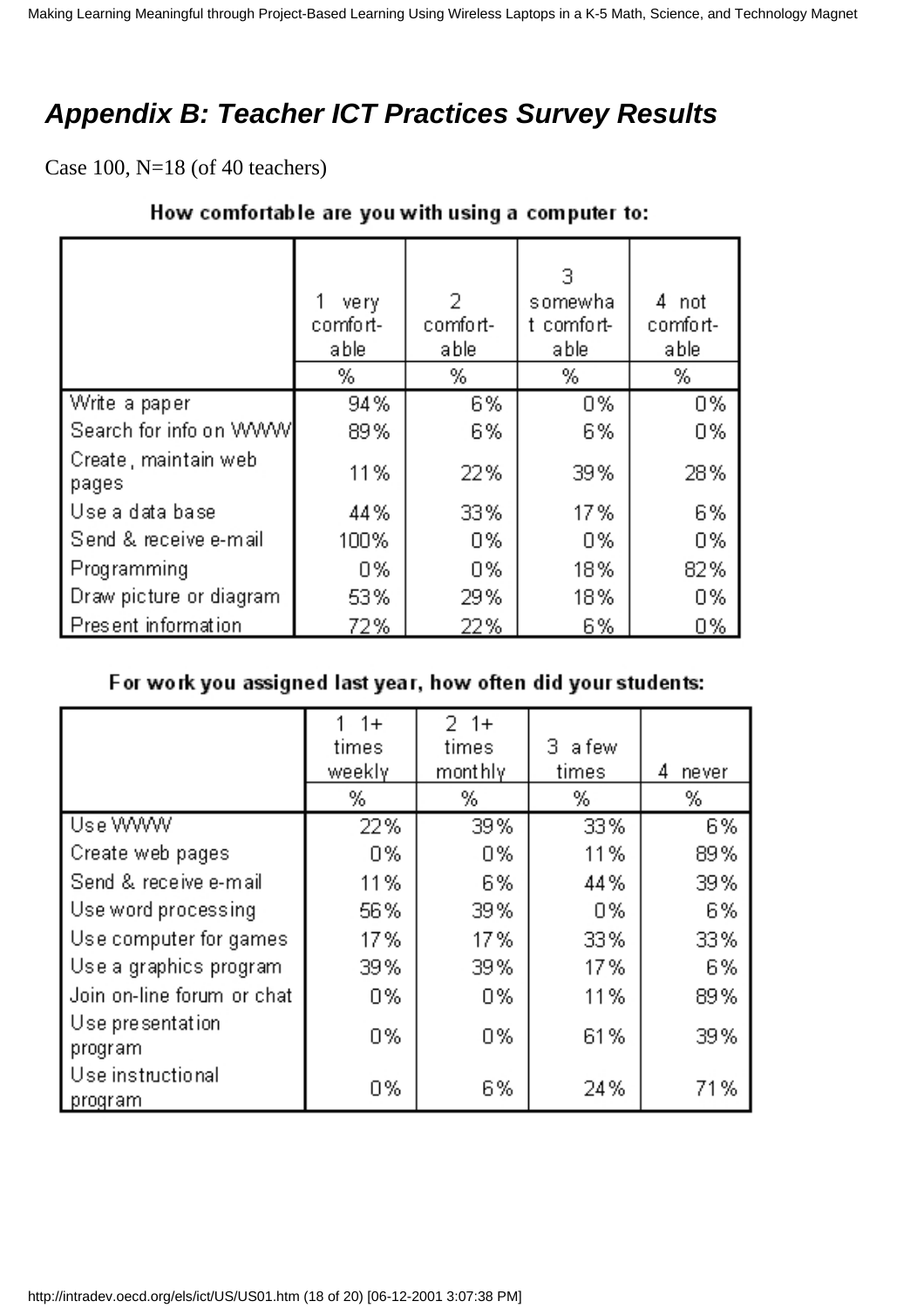## *Appendix B: Teacher ICT Practices Survey Results*

Case 100, N=18 (of 40 teachers)

**How comfortable are you with using a computer to:**

| | 1 very comfort-able | 2 comfort-able | 3 somewhat comfort-able | 4 not comfort-able |
|---|---|---|---|---|
| | % | % | % | % |
| Write a paper | 94% | 6% | 0% | 0% |
| Search for info on WWW | 89% | 6% | 6% | 0% |
| Create, maintain web pages | 11% | 22% | 39% | 28% |
| Use a data base | 44% | 33% | 17% | 6% |
| Send & receive e-mail | 100% | 0% | 0% | 0% |
| Programming | 0% | 0% | 18% | 82% |
| Draw picture or diagram | 53% | 29% | 18% | 0% |
| Present information | 72% | 22% | 6% | 0% |

**For work you assigned last year, how often did your students:**

| | 1 1+ times weekly | 2 1+ times monthly | 3 a few times | 4 never |
|---|---|---|---|---|
| | % | % | % | % |
| Use WWW | 22% | 39% | 33% | 6% |
| Create web pages | 0% | 0% | 11% | 89% |
| Send & receive e-mail | 11% | 6% | 44% | 39% |
| Use word processing | 56% | 39% | 0% | 6% |
| Use computer for games | 17% | 17% | 33% | 33% |
| Use a graphics program | 39% | 39% | 17% | 6% |
| Join on-line forum or chat | 0% | 0% | 11% | 89% |
| Use presentation program | 0% | 0% | 61% | 39% |
| Use instructional program | 0% | 6% | 24% | 71% |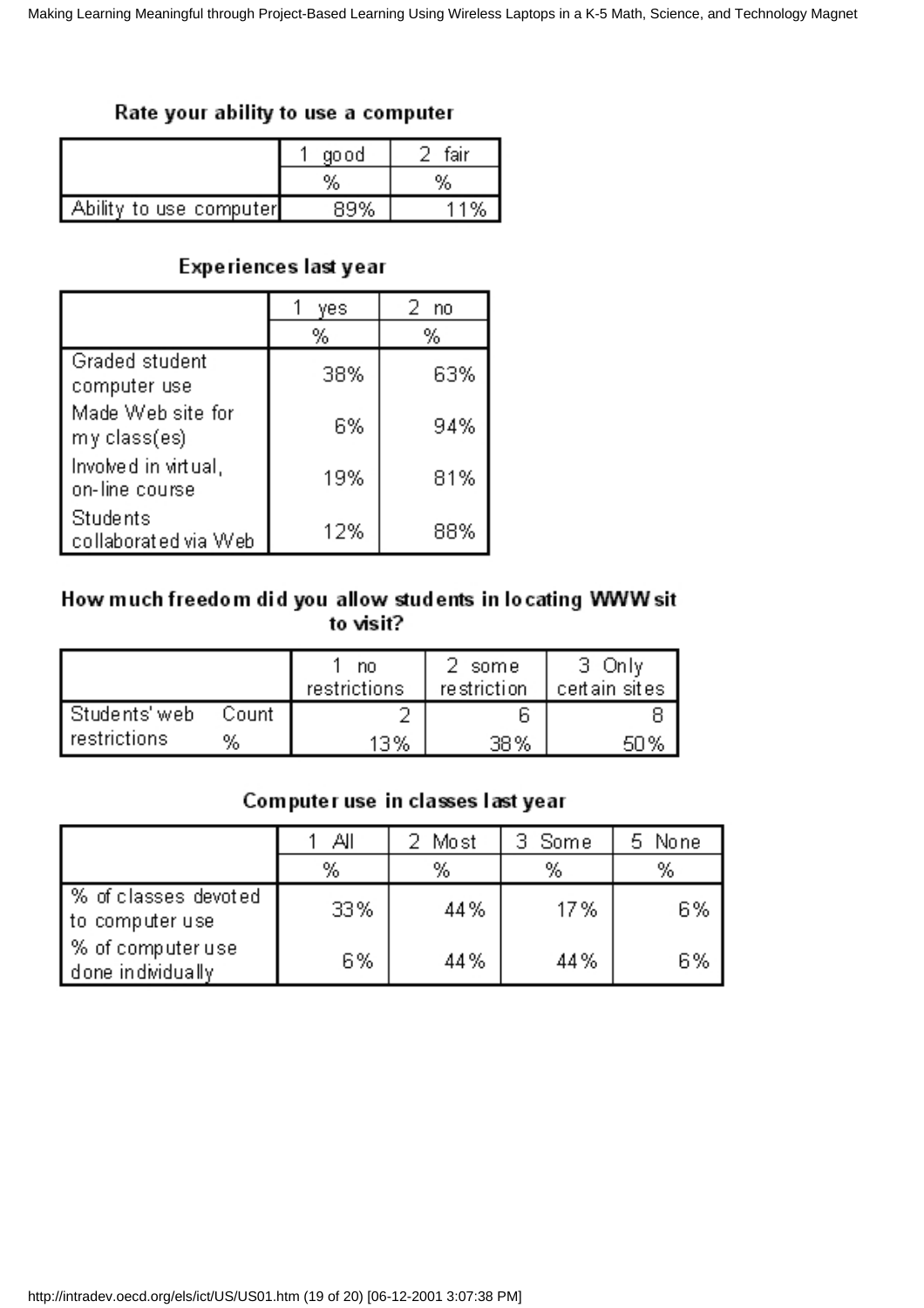### Rate your ability to use a computer

| | 1 good | 2 fair |
|---|---|---|
| | % | % |
| Ability to use computer | 89% | 11% |

### Experiences last year

| | 1 yes | 2 no |
|---|---|---|
| | % | % |
| Graded student computer use | 38% | 63% |
| Made Web site for my class(es) | 6% | 94% |
| Involved in virtual, on-line course | 19% | 81% |
| Students collaborated via Web | 12% | 88% |

### How much freedom did you allow students in locating WWW sit to visit?

| | | 1 no restrictions | 2 some restriction | 3 Only certain sites |
|---|---|---|---|---|
| Students' web restrictions | Count | 2 | 6 | 8 |
| | % | 13% | 38% | 50% |

### Computer use in classes last year

| | 1 All | 2 Most | 3 Some | 5 None |
|---|---|---|---|---|
| | % | % | % | % |
| % of classes devoted to computer use | 33% | 44% | 17% | 6% |
| % of computer use done individually | 6% | 44% | 44% | 6% |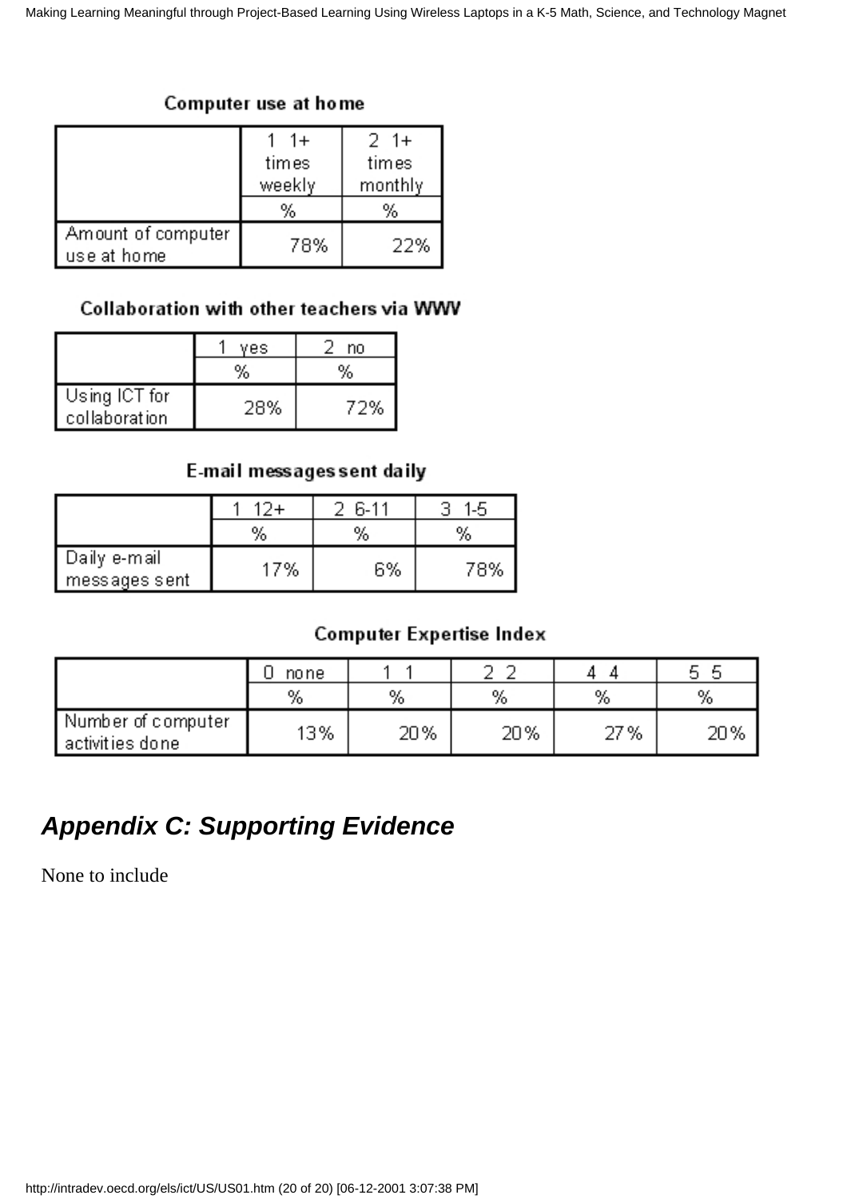**Computer use at home**

| | 1 1+ times weekly | 2 1+ times monthly |
|---|---|---|
| | % | % |
| Amount of computer use at home | 78% | 22% |

**Collaboration with other teachers via WWW**

| | 1 yes | 2 no |
|---|---|---|
| | % | % |
| Using ICT for collaboration | 28% | 72% |

**E-mail messages sent daily**

| | 1 12+ | 2 6-11 | 3 1-5 |
|---|---|---|---|
| | % | % | % |
| Daily e-mail messages sent | 17% | 6% | 78% |

**Computer Expertise Index**

| | 0 none | 1 1 | 2 2 | 4 4 | 5 5 |
|---|---|---|---|---|---|
| | % | % | % | % | % |
| Number of computer activities done | 13% | 20% | 20% | 27% | 20% |

## *Appendix C: Supporting Evidence*

None to include